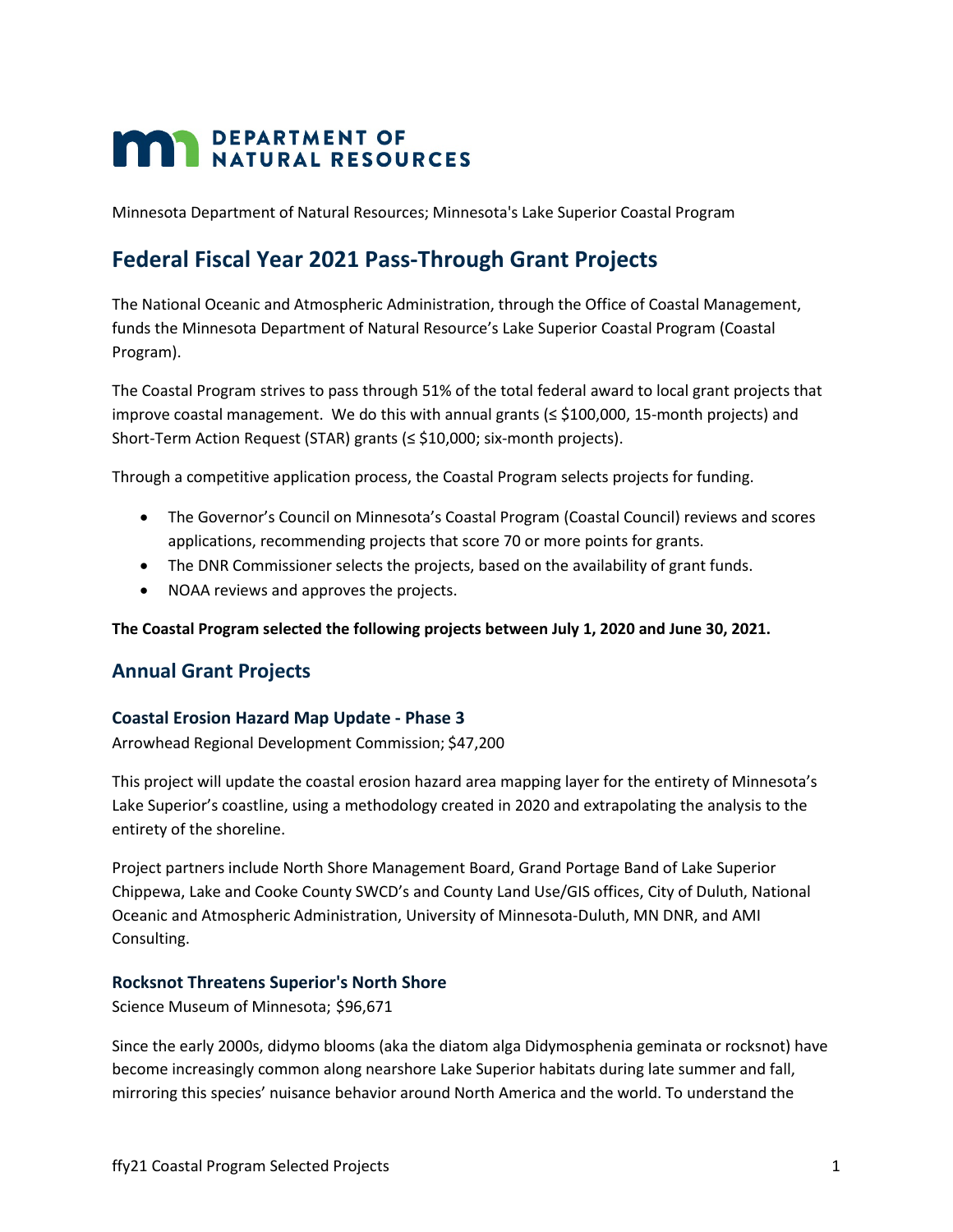# DEPARTMENT OF NATURAL RESOURCES

Minnesota Department of Natural Resources; Minnesota's Lake Superior Coastal Program

## Federal Fiscal Year 2021 Pass-Through Grant Projects

The National Oceanic and Atmospheric Administration, through the Office of Coastal Management, funds the Minnesota Department of Natural Resource's Lake Superior Coastal Program (Coastal Program).

The Coastal Program strives to pass through 51% of the total federal award to local grant projects that improve coastal management. We do this with annual grants (≤ \$100,000, 15-month projects) and Short-Term Action Request (STAR) grants (≤ \$10,000; six-month projects).

Through a competitive application process, the Coastal Program selects projects for funding.

- The Governor's Council on Minnesota's Coastal Program (Coastal Council) reviews and scores applications, recommending projects that score 70 or more points for grants.
- The DNR Commissioner selects the projects, based on the availability of grant funds.
- NOAA reviews and approves the projects.

**The Coastal Program selected the following projects between July 1, 2020 and June 30, 2021.**

## Annual Grant Projects

### Coastal Erosion Hazard Map Update - Phase 3

Arrowhead Regional Development Commission; \$47,200

This project will update the coastal erosion hazard area mapping layer for the entirety of Minnesota's Lake Superior's coastline, using a methodology created in 2020 and extrapolating the analysis to the entirety of the shoreline.

Project partners include North Shore Management Board, Grand Portage Band of Lake Superior Chippewa, Lake and Cooke County SWCD's and County Land Use/GIS offices, City of Duluth, National Oceanic and Atmospheric Administration, University of Minnesota-Duluth, MN DNR, and AMI Consulting.

### Rocksnot Threatens Superior's North Shore

Science Museum of Minnesota; \$96,671

Since the early 2000s, didymo blooms (aka the diatom alga Didymosphenia geminata or rocksnot) have become increasingly common along nearshore Lake Superior habitats during late summer and fall, mirroring this species' nuisance behavior around North America and the world. To understand the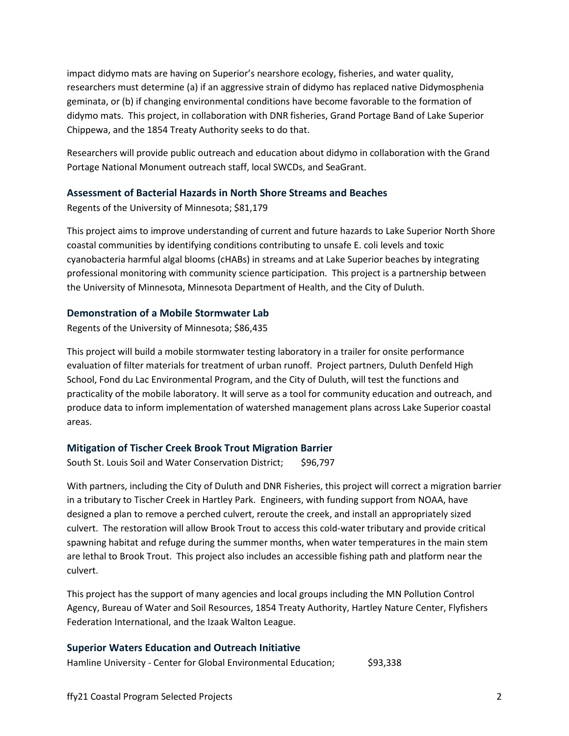impact didymo mats are having on Superior's nearshore ecology, fisheries, and water quality, researchers must determine (a) if an aggressive strain of didymo has replaced native Didymosphenia geminata, or (b) if changing environmental conditions have become favorable to the formation of didymo mats. This project, in collaboration with DNR fisheries, Grand Portage Band of Lake Superior Chippewa, and the 1854 Treaty Authority seeks to do that.

Researchers will provide public outreach and education about didymo in collaboration with the Grand Portage National Monument outreach staff, local SWCDs, and SeaGrant.

### Assessment of Bacterial Hazards in North Shore Streams and Beaches

Regents of the University of Minnesota; $81,179

This project aims to improve understanding of current and future hazards to Lake Superior North Shore coastal communities by identifying conditions contributing to unsafe E. coli levels and toxic cyanobacteria harmful algal blooms (cHABs) in streams and at Lake Superior beaches by integrating professional monitoring with community science participation. This project is a partnership between the University of Minnesota, Minnesota Department of Health, and the City of Duluth.

### Demonstration of a Mobile Stormwater Lab

Regents of the University of Minnesota; $86,435

This project will build a mobile stormwater testing laboratory in a trailer for onsite performance evaluation of filter materials for treatment of urban runoff. Project partners, Duluth Denfeld High School, Fond du Lac Environmental Program, and the City of Duluth, will test the functions and practicality of the mobile laboratory. It will serve as a tool for community education and outreach, and produce data to inform implementation of watershed management plans across Lake Superior coastal areas.

### Mitigation of Tischer Creek Brook Trout Migration Barrier

South St. Louis Soil and Water Conservation District; $96,797

With partners, including the City of Duluth and DNR Fisheries, this project will correct a migration barrier in a tributary to Tischer Creek in Hartley Park. Engineers, with funding support from NOAA, have designed a plan to remove a perched culvert, reroute the creek, and install an appropriately sized culvert. The restoration will allow Brook Trout to access this cold-water tributary and provide critical spawning habitat and refuge during the summer months, when water temperatures in the main stem are lethal to Brook Trout. This project also includes an accessible fishing path and platform near the culvert.

This project has the support of many agencies and local groups including the MN Pollution Control Agency, Bureau of Water and Soil Resources, 1854 Treaty Authority, Hartley Nature Center, Flyfishers Federation International, and the Izaak Walton League.

### Superior Waters Education and Outreach Initiative

Hamline University - Center for Global Environmental Education; $93,338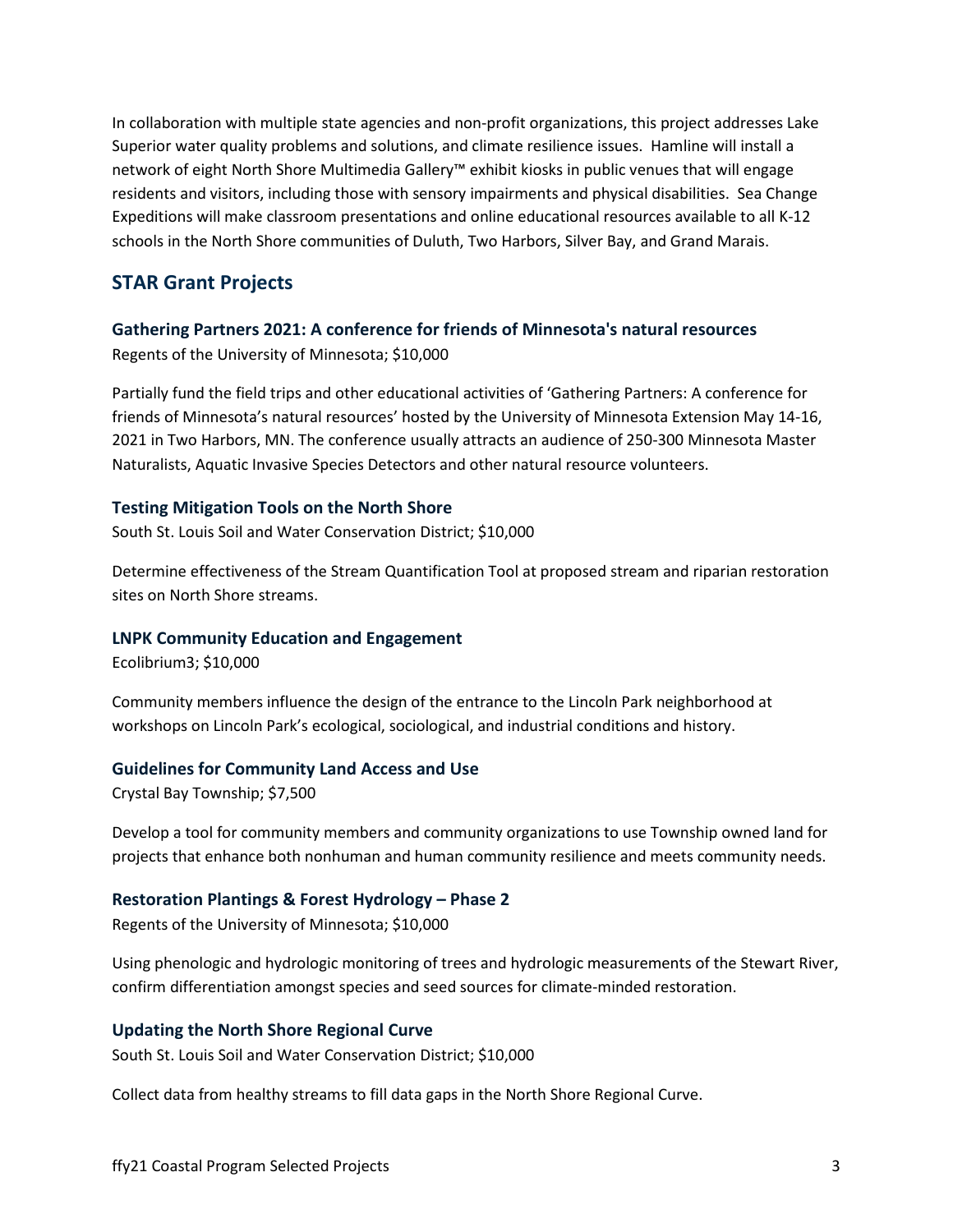In collaboration with multiple state agencies and non-profit organizations, this project addresses Lake Superior water quality problems and solutions, and climate resilience issues. Hamline will install a network of eight North Shore Multimedia Gallery™ exhibit kiosks in public venues that will engage residents and visitors, including those with sensory impairments and physical disabilities. Sea Change Expeditions will make classroom presentations and online educational resources available to all K-12 schools in the North Shore communities of Duluth, Two Harbors, Silver Bay, and Grand Marais.

## STAR Grant Projects

### Gathering Partners 2021: A conference for friends of Minnesota's natural resources

Regents of the University of Minnesota; $10,000

Partially fund the field trips and other educational activities of 'Gathering Partners: A conference for friends of Minnesota's natural resources' hosted by the University of Minnesota Extension May 14-16, 2021 in Two Harbors, MN. The conference usually attracts an audience of 250-300 Minnesota Master Naturalists, Aquatic Invasive Species Detectors and other natural resource volunteers.

### Testing Mitigation Tools on the North Shore

South St. Louis Soil and Water Conservation District; $10,000

Determine effectiveness of the Stream Quantification Tool at proposed stream and riparian restoration sites on North Shore streams.

### LNPK Community Education and Engagement

Ecolibrium3; $10,000

Community members influence the design of the entrance to the Lincoln Park neighborhood at workshops on Lincoln Park's ecological, sociological, and industrial conditions and history.

### Guidelines for Community Land Access and Use

Crystal Bay Township; $7,500

Develop a tool for community members and community organizations to use Township owned land for projects that enhance both nonhuman and human community resilience and meets community needs.

### Restoration Plantings & Forest Hydrology – Phase 2

Regents of the University of Minnesota; $10,000

Using phenologic and hydrologic monitoring of trees and hydrologic measurements of the Stewart River, confirm differentiation amongst species and seed sources for climate-minded restoration.

### Updating the North Shore Regional Curve

South St. Louis Soil and Water Conservation District; $10,000

Collect data from healthy streams to fill data gaps in the North Shore Regional Curve.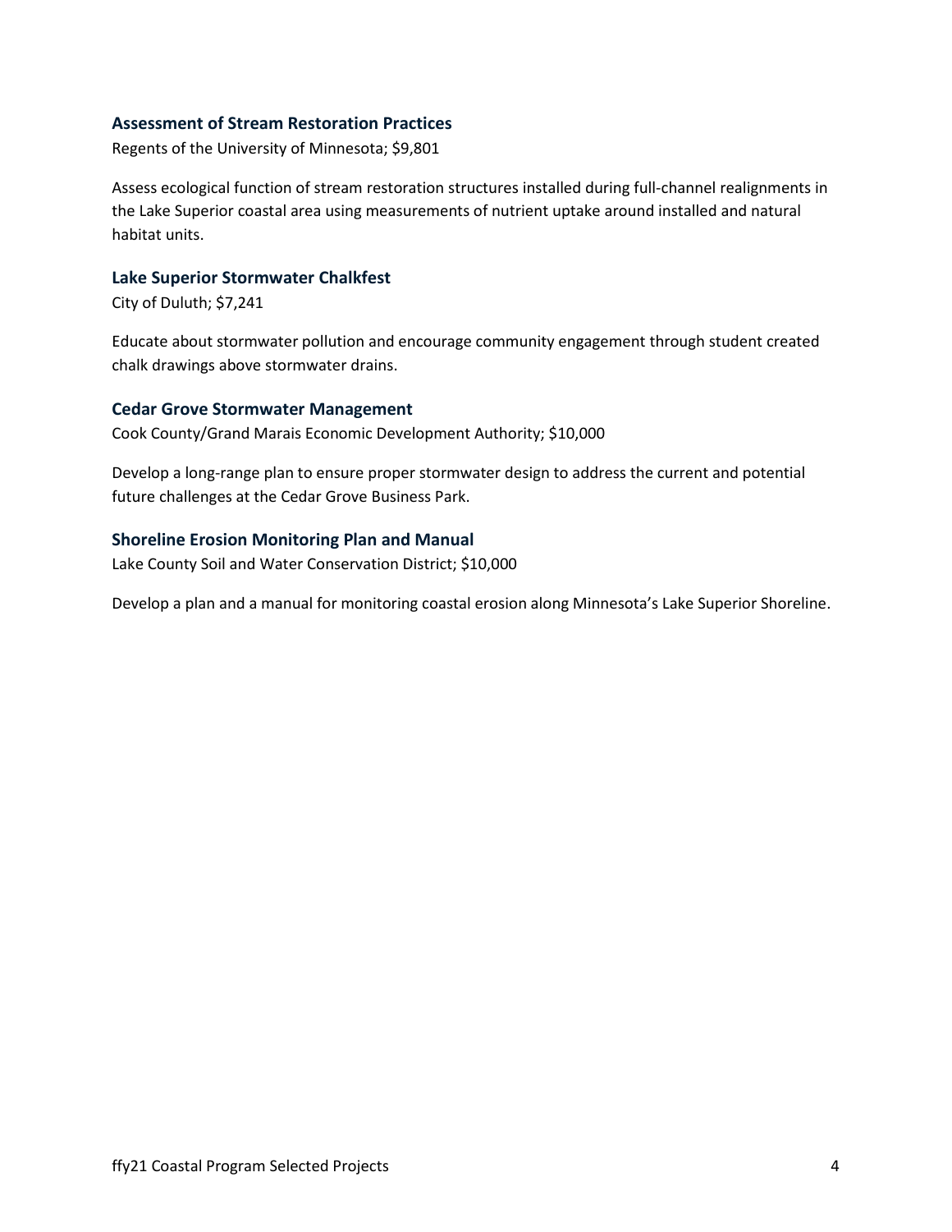### Assessment of Stream Restoration Practices

Regents of the University of Minnesota; $9,801

Assess ecological function of stream restoration structures installed during full-channel realignments in the Lake Superior coastal area using measurements of nutrient uptake around installed and natural habitat units.

### Lake Superior Stormwater Chalkfest

City of Duluth; $7,241

Educate about stormwater pollution and encourage community engagement through student created chalk drawings above stormwater drains.

### Cedar Grove Stormwater Management

Cook County/Grand Marais Economic Development Authority; $10,000

Develop a long-range plan to ensure proper stormwater design to address the current and potential future challenges at the Cedar Grove Business Park.

### Shoreline Erosion Monitoring Plan and Manual

Lake County Soil and Water Conservation District; $10,000

Develop a plan and a manual for monitoring coastal erosion along Minnesota's Lake Superior Shoreline.